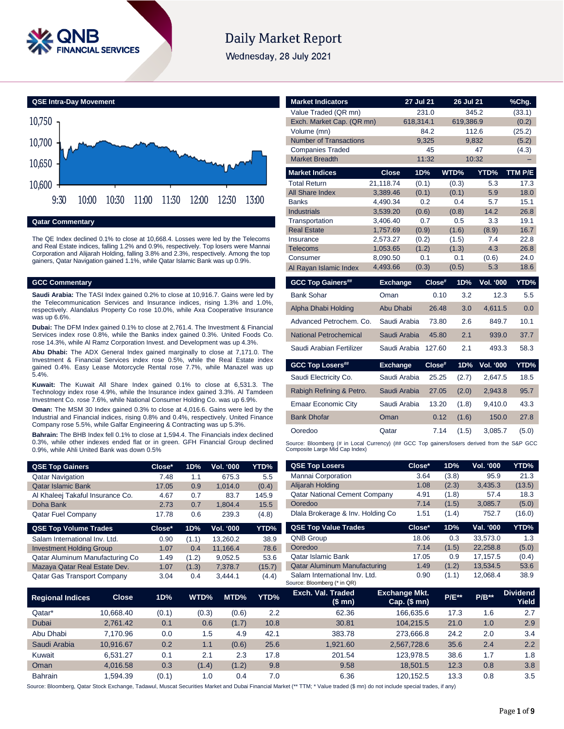# Daily Market Report

Wednesday, 28 July 2021

## QSE Intra-Day Movement

## Qatar Commentary

The QE Index declined 0.1% to close at 10,668.4. Losses were led by the Telecoms and Real Estate indices, falling 1.2% and 0.9%, respectively. Top losers were Mannai Corporation and Alijarah Holding, falling 3.8% and 2.3%, respectively. Among the top gainers, Qatar Navigation gained 1.1%, while Qatar Islamic Bank was up 0.9%.

## GCC Commentary

**Saudi Arabia:** The TASI Index gained 0.2% to close at 10,916.7. Gains were led by the Telecommunication Services and Insurance indices, rising 1.3% and 1.0%, respectively. Alandalus Property Co rose 10.0%, while Axa Cooperative Insurance was up 6.6%.

**Dubai:** The DFM Index gained 0.1% to close at 2,761.4. The Investment & Financial Services index rose 0.8%, while the Banks index gained 0.3%. United Foods Co. rose 14.3%, while Al Ramz Corporation Invest. and Development was up 4.3%.

**Abu Dhabi:** The ADX General Index gained marginally to close at 7,171.0. The Investment & Financial Services index rose 0.5%, while the Real Estate index gained 0.4%. Easy Lease Motorcycle Rental rose 7.7%, while Manazel was up 5.4%.

**Kuwait:** The Kuwait All Share Index gained 0.1% to close at 6,531.3. The Technology index rose 4.9%, while the Insurance index gained 3.3%. Al Tamdeen Investment Co. rose 7.6%, while National Consumer Holding Co. was up 6.9%.

**Oman:** The MSM 30 Index gained 0.3% to close at 4,016.6. Gains were led by the Industrial and Financial indices, rising 0.8% and 0.4%, respectively. United Finance Company rose 5.5%, while Galfar Engineering & Contracting was up 5.3%.

**Bahrain:** The BHB Index fell 0.1% to close at 1,594.4. The Financials index declined 0.3%, while other indexes ended flat or in green. GFH Financial Group declined 0.9%, while Ahli United Bank was down 0.5%

| Market Indicators | 27 Jul 21 | 26 Jul 21 | %Chg. |
|---|---|---|---|
| Value Traded (QR mn) | 231.0 | 345.2 | (33.1) |
| Exch. Market Cap. (QR mn) | 618,314.1 | 619,386.9 | (0.2) |
| Volume (mn) | 84.2 | 112.6 | (25.2) |
| Number of Transactions | 9,325 | 9,832 | (5.2) |
| Companies Traded | 45 | 47 | (4.3) |
| Market Breadth | 11:32 | 10:32 | – |

| Market Indices | Close | 1D% | WTD% | YTD% | TTM P/E |
|---|---|---|---|---|---|
| Total Return | 21,118.74 | (0.1) | (0.3) | 5.3 | 17.3 |
| All Share Index | 3,389.46 | (0.1) | (0.1) | 5.9 | 18.0 |
| Banks | 4,490.34 | 0.2 | 0.4 | 5.7 | 15.1 |
| Industrials | 3,539.20 | (0.6) | (0.8) | 14.2 | 26.8 |
| Transportation | 3,406.40 | 0.7 | 0.5 | 3.3 | 19.1 |
| Real Estate | 1,757.69 | (0.9) | (1.6) | (8.9) | 16.7 |
| Insurance | 2,573.27 | (0.2) | (1.5) | 7.4 | 22.8 |
| Telecoms | 1,053.65 | (1.2) | (1.3) | 4.3 | 26.8 |
| Consumer | 8,090.50 | 0.1 | 0.1 | (0.6) | 24.0 |
| Al Rayan Islamic Index | 4,493.66 | (0.3) | (0.5) | 5.3 | 18.6 |

| GCC Top Gainers## | Exchange | Close# | 1D% | Vol. '000 | YTD% |
|---|---|---|---|---|---|
| Bank Sohar | Oman | 0.10 | 3.2 | 12.3 | 5.5 |
| Alpha Dhabi Holding | Abu Dhabi | 26.48 | 3.0 | 4,611.5 | 0.0 |
| Advanced Petrochem. Co. | Saudi Arabia | 73.80 | 2.6 | 849.7 | 10.1 |
| National Petrochemical | Saudi Arabia | 45.80 | 2.1 | 939.0 | 37.7 |
| Saudi Arabian Fertilizer | Saudi Arabia | 127.60 | 2.1 | 493.3 | 58.3 |

| GCC Top Losers## | Exchange | Close# | 1D% | Vol. '000 | YTD% |
|---|---|---|---|---|---|
| Saudi Electricity Co. | Saudi Arabia | 25.25 | (2.7) | 2,647.5 | 18.5 |
| Rabigh Refining & Petro. | Saudi Arabia | 27.05 | (2.0) | 2,943.8 | 95.7 |
| Emaar Economic City | Saudi Arabia | 13.20 | (1.8) | 9,410.0 | 43.3 |
| Bank Dhofar | Oman | 0.12 | (1.6) | 150.0 | 27.8 |
| Ooredoo | Qatar | 7.14 | (1.5) | 3,085.7 | (5.0) |

Source: Bloomberg (# in Local Currency) (## GCC Top gainers/losers derived from the S&P GCC Composite Large Mid Cap Index)

| QSE Top Gainers | Close* | 1D% | Vol. '000 | YTD% |
|---|---|---|---|---|
| Qatar Navigation | 7.48 | 1.1 | 675.3 | 5.5 |
| Qatar Islamic Bank | 17.05 | 0.9 | 1,014.0 | (0.4) |
| Al Khaleej Takaful Insurance Co. | 4.67 | 0.7 | 83.7 | 145.9 |
| Doha Bank | 2.73 | 0.7 | 1,804.4 | 15.5 |
| Qatar Fuel Company | 17.78 | 0.6 | 239.3 | (4.8) |

| QSE Top Volume Trades | Close* | 1D% | Vol. '000 | YTD% |
|---|---|---|---|---|
| Salam International Inv. Ltd. | 0.90 | (1.1) | 13,260.2 | 38.9 |
| Investment Holding Group | 1.07 | 0.4 | 11,166.4 | 78.6 |
| Qatar Aluminum Manufacturing Co | 1.49 | (1.2) | 9,052.5 | 53.6 |
| Mazaya Qatar Real Estate Dev. | 1.07 | (1.3) | 7,378.7 | (15.7) |
| Qatar Gas Transport Company | 3.04 | 0.4 | 3,444.1 | (4.4) |

| QSE Top Losers | Close* | 1D% | Vol. '000 | YTD% |
|---|---|---|---|---|
| Mannai Corporation | 3.64 | (3.8) | 95.9 | 21.3 |
| Alijarah Holding | 1.08 | (2.3) | 3,435.3 | (13.5) |
| Qatar National Cement Company | 4.91 | (1.8) | 57.4 | 18.3 |
| Ooredoo | 7.14 | (1.5) | 3,085.7 | (5.0) |
| Dlala Brokerage & Inv. Holding Co | 1.51 | (1.4) | 752.7 | (16.0) |

| QSE Top Value Trades | Close* | 1D% | Val. '000 | YTD% |
|---|---|---|---|---|
| QNB Group | 18.06 | 0.3 | 33,573.0 | 1.3 |
| Ooredoo | 7.14 | (1.5) | 22,258.8 | (5.0) |
| Qatar Islamic Bank | 17.05 | 0.9 | 17,157.5 | (0.4) |
| Qatar Aluminum Manufacturing | 1.49 | (1.2) | 13,534.5 | 53.6 |
| Salam International Inv. Ltd. | 0.90 | (1.1) | 12,068.4 | 38.9 |

Source: Bloomberg (* in QR)

| Regional Indices | Close | 1D% | WTD% | MTD% | YTD% | Exch. Val. Traded ($ mn) | Exchange Mkt. Cap. ($ mn) | P/E** | P/B** | Dividend Yield |
|---|---|---|---|---|---|---|---|---|---|---|
| Qatar* | 10,668.40 | (0.1) | (0.3) | (0.6) | 2.2 | 62.36 | 166,635.6 | 17.3 | 1.6 | 2.7 |
| Dubai | 2,761.42 | 0.1 | 0.6 | (1.7) | 10.8 | 30.81 | 104,215.5 | 21.0 | 1.0 | 2.9 |
| Abu Dhabi | 7,170.96 | 0.0 | 1.5 | 4.9 | 42.1 | 383.78 | 273,666.8 | 24.2 | 2.0 | 3.4 |
| Saudi Arabia | 10,916.67 | 0.2 | 1.1 | (0.6) | 25.6 | 1,921.60 | 2,567,728.6 | 35.6 | 2.4 | 2.2 |
| Kuwait | 6,531.27 | 0.1 | 2.1 | 2.3 | 17.8 | 201.54 | 123,978.5 | 38.6 | 1.7 | 1.8 |
| Oman | 4,016.58 | 0.3 | (1.4) | (1.2) | 9.8 | 9.58 | 18,501.5 | 12.3 | 0.8 | 3.8 |
| Bahrain | 1,594.39 | (0.1) | 1.0 | 0.4 | 7.0 | 6.36 | 120,152.5 | 13.3 | 0.8 | 3.5 |

Source: Bloomberg, Qatar Stock Exchange, Tadawul, Muscat Securities Market and Dubai Financial Market (** TTM; * Value traded ($ mn) do not include special trades, if any)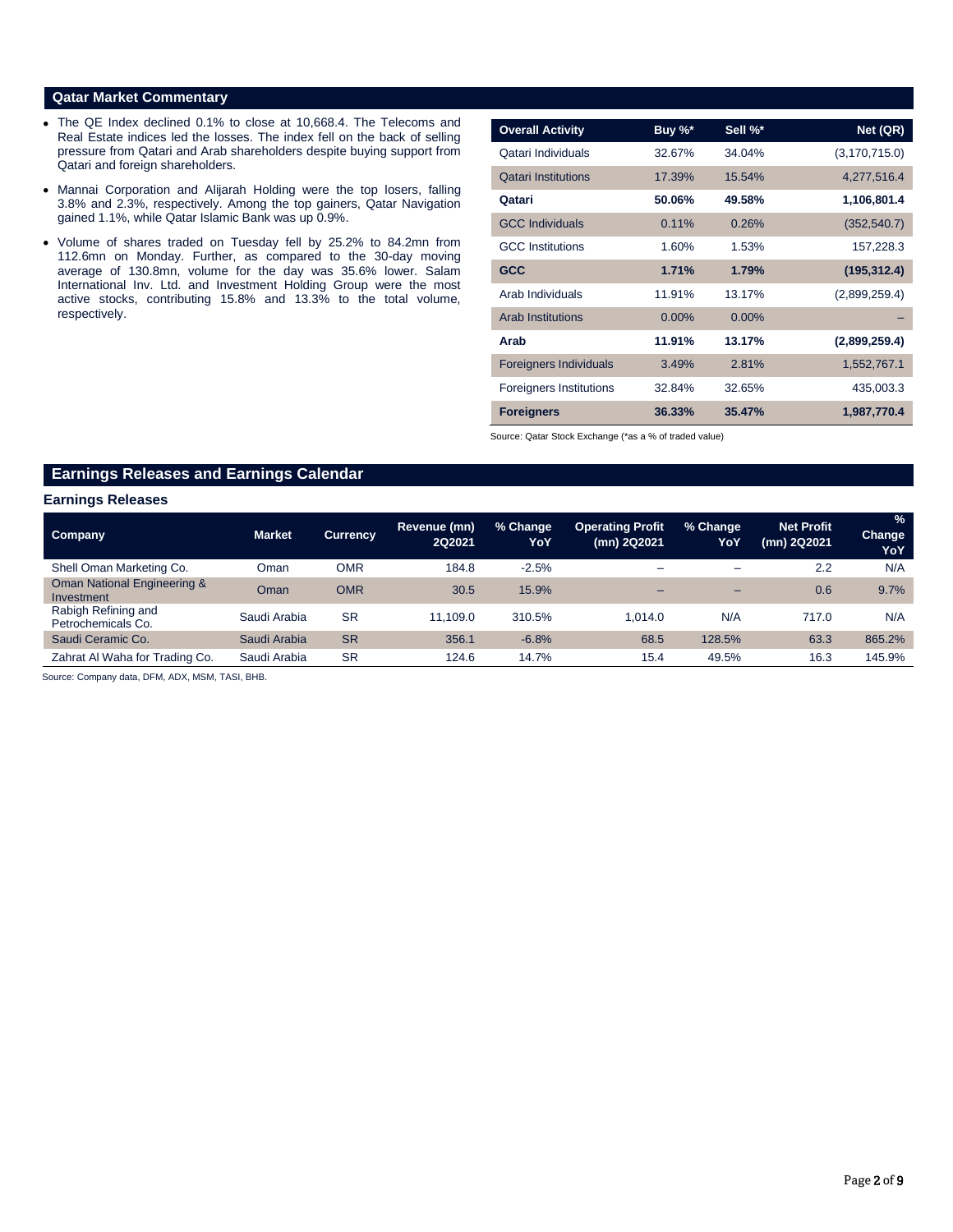## Qatar Market Commentary

- The QE Index declined 0.1% to close at 10,668.4. The Telecoms and Real Estate indices led the losses. The index fell on the back of selling pressure from Qatari and Arab shareholders despite buying support from Qatari and foreign shareholders.
- Mannai Corporation and Alijarah Holding were the top losers, falling 3.8% and 2.3%, respectively. Among the top gainers, Qatar Navigation gained 1.1%, while Qatar Islamic Bank was up 0.9%.
- Volume of shares traded on Tuesday fell by 25.2% to 84.2mn from 112.6mn on Monday. Further, as compared to the 30-day moving average of 130.8mn, volume for the day was 35.6% lower. Salam International Inv. Ltd. and Investment Holding Group were the most active stocks, contributing 15.8% and 13.3% to the total volume, respectively.

| Overall Activity | Buy %* | Sell %* | Net (QR) |
|---|---|---|---|
| Qatari Individuals | 32.67% | 34.04% | (3,170,715.0) |
| Qatari Institutions | 17.39% | 15.54% | 4,277,516.4 |
| **Qatari** | **50.06%** | **49.58%** | **1,106,801.4** |
| GCC Individuals | 0.11% | 0.26% | (352,540.7) |
| GCC Institutions | 1.60% | 1.53% | 157,228.3 |
| **GCC** | **1.71%** | **1.79%** | **(195,312.4)** |
| Arab Individuals | 11.91% | 13.17% | (2,899,259.4) |
| Arab Institutions | 0.00% | 0.00% | – |
| **Arab** | **11.91%** | **13.17%** | **(2,899,259.4)** |
| Foreigners Individuals | 3.49% | 2.81% | 1,552,767.1 |
| Foreigners Institutions | 32.84% | 32.65% | 435,003.3 |
| **Foreigners** | **36.33%** | **35.47%** | **1,987,770.4** |

Source: Qatar Stock Exchange (*as a % of traded value)

## Earnings Releases and Earnings Calendar

### Earnings Releases

| Company | Market | Currency | Revenue (mn) 2Q2021 | % Change YoY | Operating Profit (mn) 2Q2021 | % Change YoY | Net Profit (mn) 2Q2021 | % Change YoY |
|---|---|---|---|---|---|---|---|---|
| Shell Oman Marketing Co. | Oman | OMR | 184.8 | -2.5% | – | – | 2.2 | N/A |
| Oman National Engineering & Investment | Oman | OMR | 30.5 | 15.9% | – | – | 0.6 | 9.7% |
| Rabigh Refining and Petrochemicals Co. | Saudi Arabia | SR | 11,109.0 | 310.5% | 1,014.0 | N/A | 717.0 | N/A |
| Saudi Ceramic Co. | Saudi Arabia | SR | 356.1 | -6.8% | 68.5 | 128.5% | 63.3 | 865.2% |
| Zahrat Al Waha for Trading Co. | Saudi Arabia | SR | 124.6 | 14.7% | 15.4 | 49.5% | 16.3 | 145.9% |

Source: Company data, DFM, ADX, MSM, TASI, BHB.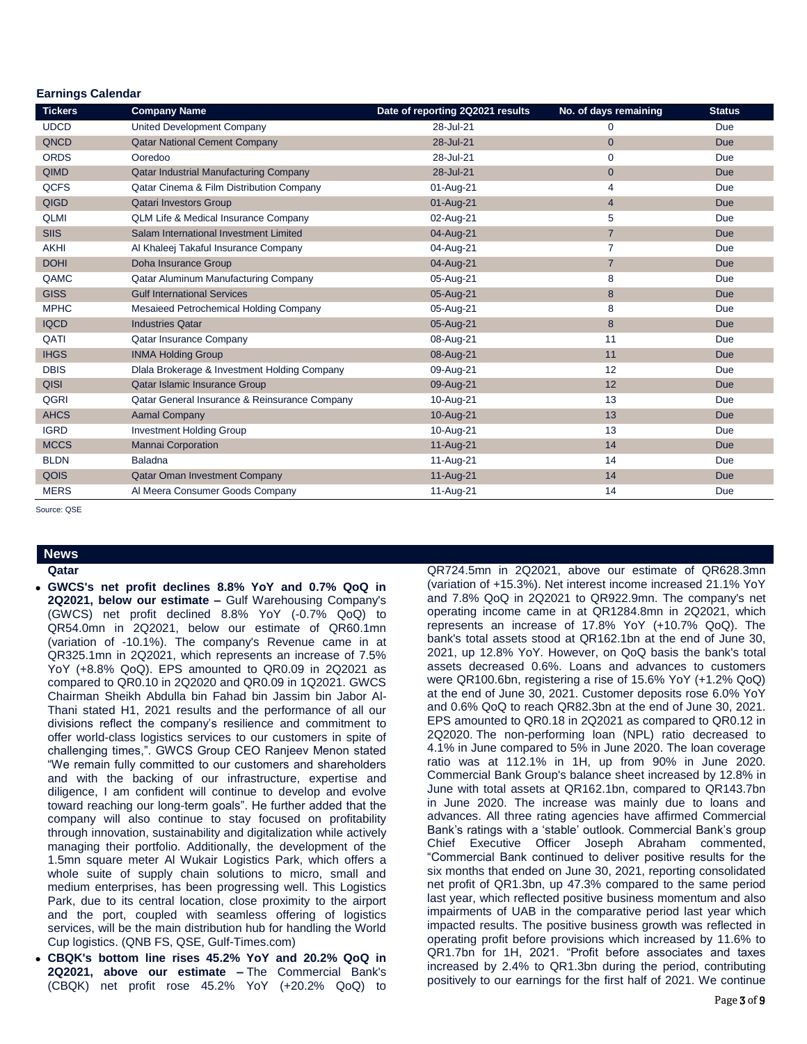## Earnings Calendar

| Tickers | Company Name | Date of reporting 2Q2021 results | No. of days remaining | Status |
|---|---|---|---|---|
| UDCD | United Development Company | 28-Jul-21 | 0 | Due |
| QNCD | Qatar National Cement Company | 28-Jul-21 | 0 | Due |
| ORDS | Ooredoo | 28-Jul-21 | 0 | Due |
| QIMD | Qatar Industrial Manufacturing Company | 28-Jul-21 | 0 | Due |
| QCFS | Qatar Cinema & Film Distribution Company | 01-Aug-21 | 4 | Due |
| QIGD | Qatari Investors Group | 01-Aug-21 | 4 | Due |
| QLMI | QLM Life & Medical Insurance Company | 02-Aug-21 | 5 | Due |
| SIIS | Salam International Investment Limited | 04-Aug-21 | 7 | Due |
| AKHI | Al Khaleej Takaful Insurance Company | 04-Aug-21 | 7 | Due |
| DOHI | Doha Insurance Group | 04-Aug-21 | 7 | Due |
| QAMC | Qatar Aluminum Manufacturing Company | 05-Aug-21 | 8 | Due |
| GISS | Gulf International Services | 05-Aug-21 | 8 | Due |
| MPHC | Mesaieed Petrochemical Holding Company | 05-Aug-21 | 8 | Due |
| IQCD | Industries Qatar | 05-Aug-21 | 8 | Due |
| QATI | Qatar Insurance Company | 08-Aug-21 | 11 | Due |
| IHGS | INMA Holding Group | 08-Aug-21 | 11 | Due |
| DBIS | Dlala Brokerage & Investment Holding Company | 09-Aug-21 | 12 | Due |
| QISI | Qatar Islamic Insurance Group | 09-Aug-21 | 12 | Due |
| QGRI | Qatar General Insurance & Reinsurance Company | 10-Aug-21 | 13 | Due |
| AHCS | Aamal Company | 10-Aug-21 | 13 | Due |
| IGRD | Investment Holding Group | 10-Aug-21 | 13 | Due |
| MCCS | Mannai Corporation | 11-Aug-21 | 14 | Due |
| BLDN | Baladna | 11-Aug-21 | 14 | Due |
| QOIS | Qatar Oman Investment Company | 11-Aug-21 | 14 | Due |
| MERS | Al Meera Consumer Goods Company | 11-Aug-21 | 14 | Due |

Source: QSE

## News

### Qatar

- **GWCS's net profit declines 8.8% YoY and 0.7% QoQ in 2Q2021, below our estimate –** Gulf Warehousing Company's (GWCS) net profit declined 8.8% YoY (-0.7% QoQ) to QR54.0mn in 2Q2021, below our estimate of QR60.1mn (variation of -10.1%). The company's Revenue came in at QR325.1mn in 2Q2021, which represents an increase of 7.5% YoY (+8.8% QoQ). EPS amounted to QR0.09 in 2Q2021 as compared to QR0.10 in 2Q2020 and QR0.09 in 1Q2021. GWCS Chairman Sheikh Abdulla bin Fahad bin Jassim bin Jabor Al-Thani stated H1, 2021 results and the performance of all our divisions reflect the company's resilience and commitment to offer world-class logistics services to our customers in spite of challenging times,". GWCS Group CEO Ranjeev Menon stated "We remain fully committed to our customers and shareholders and with the backing of our infrastructure, expertise and diligence, I am confident will continue to develop and evolve toward reaching our long-term goals". He further added that the company will also continue to stay focused on profitability through innovation, sustainability and digitalization while actively managing their portfolio. Additionally, the development of the 1.5mn square meter Al Wukair Logistics Park, which offers a whole suite of supply chain solutions to micro, small and medium enterprises, has been progressing well. This Logistics Park, due to its central location, close proximity to the airport and the port, coupled with seamless offering of logistics services, will be the main distribution hub for handling the World Cup logistics. (QNB FS, QSE, Gulf-Times.com)
- **CBQK's bottom line rises 45.2% YoY and 20.2% QoQ in 2Q2021, above our estimate –** The Commercial Bank's (CBQK) net profit rose 45.2% YoY (+20.2% QoQ) to QR724.5mn in 2Q2021, above our estimate of QR628.3mn (variation of +15.3%). Net interest income increased 21.1% YoY and 7.8% QoQ in 2Q2021 to QR922.9mn. The company's net operating income came in at QR1284.8mn in 2Q2021, which represents an increase of 17.8% YoY (+10.7% QoQ). The bank's total assets stood at QR162.1bn at the end of June 30, 2021, up 12.8% YoY. However, on QoQ basis the bank's total assets decreased 0.6%. Loans and advances to customers were QR100.6bn, registering a rise of 15.6% YoY (+1.2% QoQ) at the end of June 30, 2021. Customer deposits rose 6.0% YoY and 0.6% QoQ to reach QR82.3bn at the end of June 30, 2021. EPS amounted to QR0.18 in 2Q2021 as compared to QR0.12 in 2Q2020. The non-performing loan (NPL) ratio decreased to 4.1% in June compared to 5% in June 2020. The loan coverage ratio was at 112.1% in 1H, up from 90% in June 2020. Commercial Bank Group's balance sheet increased by 12.8% in June with total assets at QR162.1bn, compared to QR143.7bn in June 2020. The increase was mainly due to loans and advances. All three rating agencies have affirmed Commercial Bank's ratings with a 'stable' outlook. Commercial Bank's group Chief Executive Officer Joseph Abraham commented, "Commercial Bank continued to deliver positive results for the six months that ended on June 30, 2021, reporting consolidated net profit of QR1.3bn, up 47.3% compared to the same period last year, which reflected positive business momentum and also impairments of UAB in the comparative period last year which impacted results. The positive business growth was reflected in operating profit before provisions which increased by 11.6% to QR1.7bn for 1H, 2021. "Profit before associates and taxes increased by 2.4% to QR1.3bn during the period, contributing positively to our earnings for the first half of 2021. We continue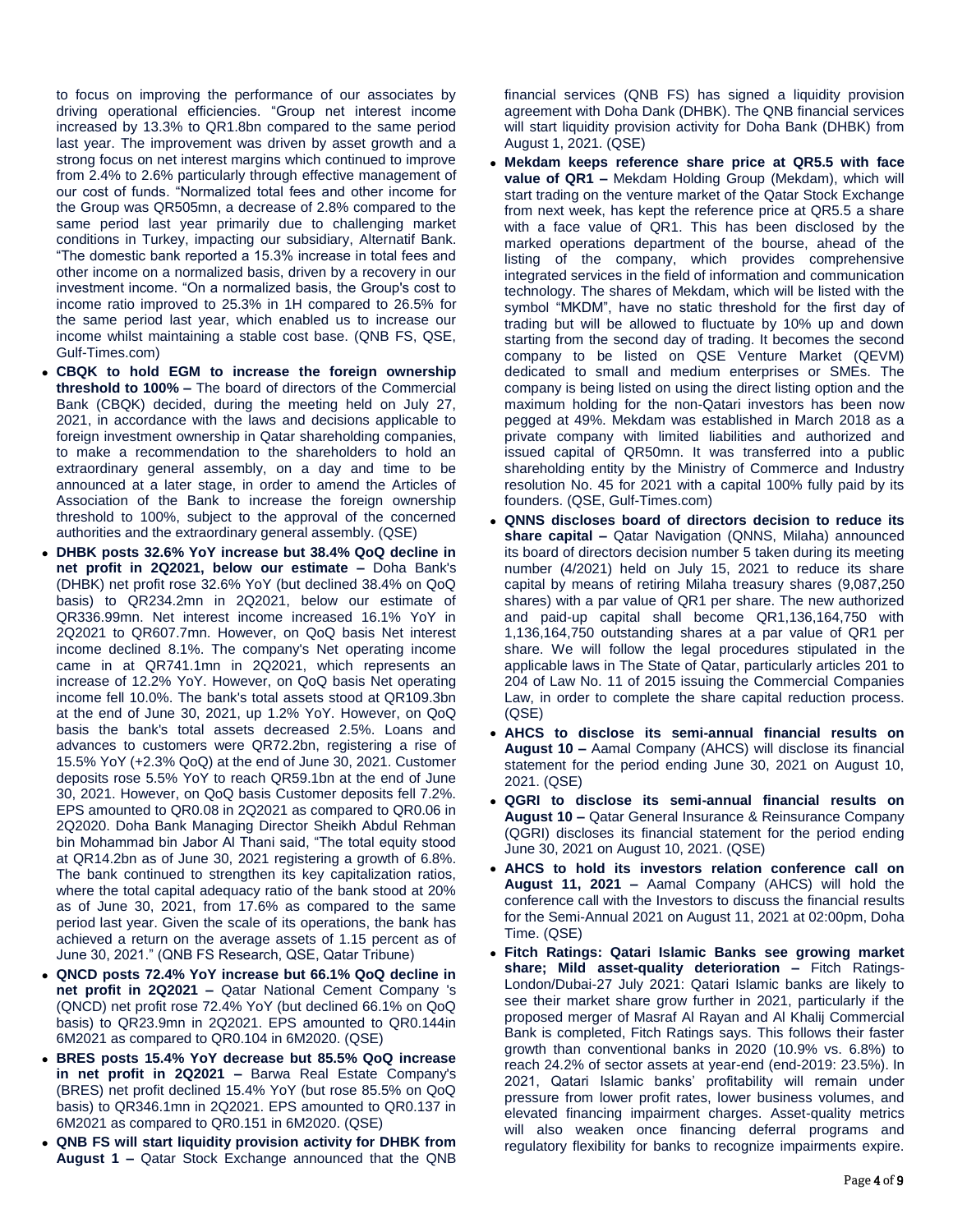to focus on improving the performance of our associates by driving operational efficiencies. "Group net interest income increased by 13.3% to QR1.8bn compared to the same period last year. The improvement was driven by asset growth and a strong focus on net interest margins which continued to improve from 2.4% to 2.6% particularly through effective management of our cost of funds. "Normalized total fees and other income for the Group was QR505mn, a decrease of 2.8% compared to the same period last year primarily due to challenging market conditions in Turkey, impacting our subsidiary, Alternatif Bank. "The domestic bank reported a 15.3% increase in total fees and other income on a normalized basis, driven by a recovery in our investment income. "On a normalized basis, the Group's cost to income ratio improved to 25.3% in 1H compared to 26.5% for the same period last year, which enabled us to increase our income whilst maintaining a stable cost base. (QNB FS, QSE, Gulf-Times.com)

- **CBQK to hold EGM to increase the foreign ownership threshold to 100% –** The board of directors of the Commercial Bank (CBQK) decided, during the meeting held on July 27, 2021, in accordance with the laws and decisions applicable to foreign investment ownership in Qatar shareholding companies, to make a recommendation to the shareholders to hold an extraordinary general assembly, on a day and time to be announced at a later stage, in order to amend the Articles of Association of the Bank to increase the foreign ownership threshold to 100%, subject to the approval of the concerned authorities and the extraordinary general assembly. (QSE)
- **DHBK posts 32.6% YoY increase but 38.4% QoQ decline in net profit in 2Q2021, below our estimate –** Doha Bank's (DHBK) net profit rose 32.6% YoY (but declined 38.4% on QoQ basis) to QR234.2mn in 2Q2021, below our estimate of QR336.99mn. Net interest income increased 16.1% YoY in 2Q2021 to QR607.7mn. However, on QoQ basis Net interest income declined 8.1%. The company's Net operating income came in at QR741.1mn in 2Q2021, which represents an increase of 12.2% YoY. However, on QoQ basis Net operating income fell 10.0%. The bank's total assets stood at QR109.3bn at the end of June 30, 2021, up 1.2% YoY. However, on QoQ basis the bank's total assets decreased 2.5%. Loans and advances to customers were QR72.2bn, registering a rise of 15.5% YoY (+2.3% QoQ) at the end of June 30, 2021. Customer deposits rose 5.5% YoY to reach QR59.1bn at the end of June 30, 2021. However, on QoQ basis Customer deposits fell 7.2%. EPS amounted to QR0.08 in 2Q2021 as compared to QR0.06 in 2Q2020. Doha Bank Managing Director Sheikh Abdul Rehman bin Mohammad bin Jabor Al Thani said, "The total equity stood at QR14.2bn as of June 30, 2021 registering a growth of 6.8%. The bank continued to strengthen its key capitalization ratios, where the total capital adequacy ratio of the bank stood at 20% as of June 30, 2021, from 17.6% as compared to the same period last year. Given the scale of its operations, the bank has achieved a return on the average assets of 1.15 percent as of June 30, 2021." (QNB FS Research, QSE, Qatar Tribune)
- **QNCD posts 72.4% YoY increase but 66.1% QoQ decline in net profit in 2Q2021 –** Qatar National Cement Company 's (QNCD) net profit rose 72.4% YoY (but declined 66.1% on QoQ basis) to QR23.9mn in 2Q2021. EPS amounted to QR0.144in 6M2021 as compared to QR0.104 in 6M2020. (QSE)
- **BRES posts 15.4% YoY decrease but 85.5% QoQ increase in net profit in 2Q2021 –** Barwa Real Estate Company's (BRES) net profit declined 15.4% YoY (but rose 85.5% on QoQ basis) to QR346.1mn in 2Q2021. EPS amounted to QR0.137 in 6M2021 as compared to QR0.151 in 6M2020. (QSE)
- **QNB FS will start liquidity provision activity for DHBK from August 1 –** Qatar Stock Exchange announced that the QNB financial services (QNB FS) has signed a liquidity provision agreement with Doha Dank (DHBK). The QNB financial services will start liquidity provision activity for Doha Bank (DHBK) from August 1, 2021. (QSE)
- **Mekdam keeps reference share price at QR5.5 with face value of QR1 –** Mekdam Holding Group (Mekdam), which will start trading on the venture market of the Qatar Stock Exchange from next week, has kept the reference price at QR5.5 a share with a face value of QR1. This has been disclosed by the marked operations department of the bourse, ahead of the listing of the company, which provides comprehensive integrated services in the field of information and communication technology. The shares of Mekdam, which will be listed with the symbol "MKDM", have no static threshold for the first day of trading but will be allowed to fluctuate by 10% up and down starting from the second day of trading. It becomes the second company to be listed on QSE Venture Market (QEVM) dedicated to small and medium enterprises or SMEs. The company is being listed on using the direct listing option and the maximum holding for the non-Qatari investors has been now pegged at 49%. Mekdam was established in March 2018 as a private company with limited liabilities and authorized and issued capital of QR50mn. It was transferred into a public shareholding entity by the Ministry of Commerce and Industry resolution No. 45 for 2021 with a capital 100% fully paid by its founders. (QSE, Gulf-Times.com)
- **QNNS discloses board of directors decision to reduce its share capital –** Qatar Navigation (QNNS, Milaha) announced its board of directors decision number 5 taken during its meeting number (4/2021) held on July 15, 2021 to reduce its share capital by means of retiring Milaha treasury shares (9,087,250 shares) with a par value of QR1 per share. The new authorized and paid-up capital shall become QR1,136,164,750 with 1,136,164,750 outstanding shares at a par value of QR1 per share. We will follow the legal procedures stipulated in the applicable laws in The State of Qatar, particularly articles 201 to 204 of Law No. 11 of 2015 issuing the Commercial Companies Law, in order to complete the share capital reduction process. (QSE)
- **AHCS to disclose its semi-annual financial results on August 10 –** Aamal Company (AHCS) will disclose its financial statement for the period ending June 30, 2021 on August 10, 2021. (QSE)
- **QGRI to disclose its semi-annual financial results on August 10 –** Qatar General Insurance & Reinsurance Company (QGRI) discloses its financial statement for the period ending June 30, 2021 on August 10, 2021. (QSE)
- **AHCS to hold its investors relation conference call on August 11, 2021 –** Aamal Company (AHCS) will hold the conference call with the Investors to discuss the financial results for the Semi-Annual 2021 on August 11, 2021 at 02:00pm, Doha Time. (QSE)
- **Fitch Ratings: Qatari Islamic Banks see growing market share; Mild asset-quality deterioration –** Fitch Ratings-London/Dubai-27 July 2021: Qatari Islamic banks are likely to see their market share grow further in 2021, particularly if the proposed merger of Masraf Al Rayan and Al Khalij Commercial Bank is completed, Fitch Ratings says. This follows their faster growth than conventional banks in 2020 (10.9% vs. 6.8%) to reach 24.2% of sector assets at year-end (end-2019: 23.5%). In 2021, Qatari Islamic banks' profitability will remain under pressure from lower profit rates, lower business volumes, and elevated financing impairment charges. Asset-quality metrics will also weaken once financing deferral programs and regulatory flexibility for banks to recognize impairments expire.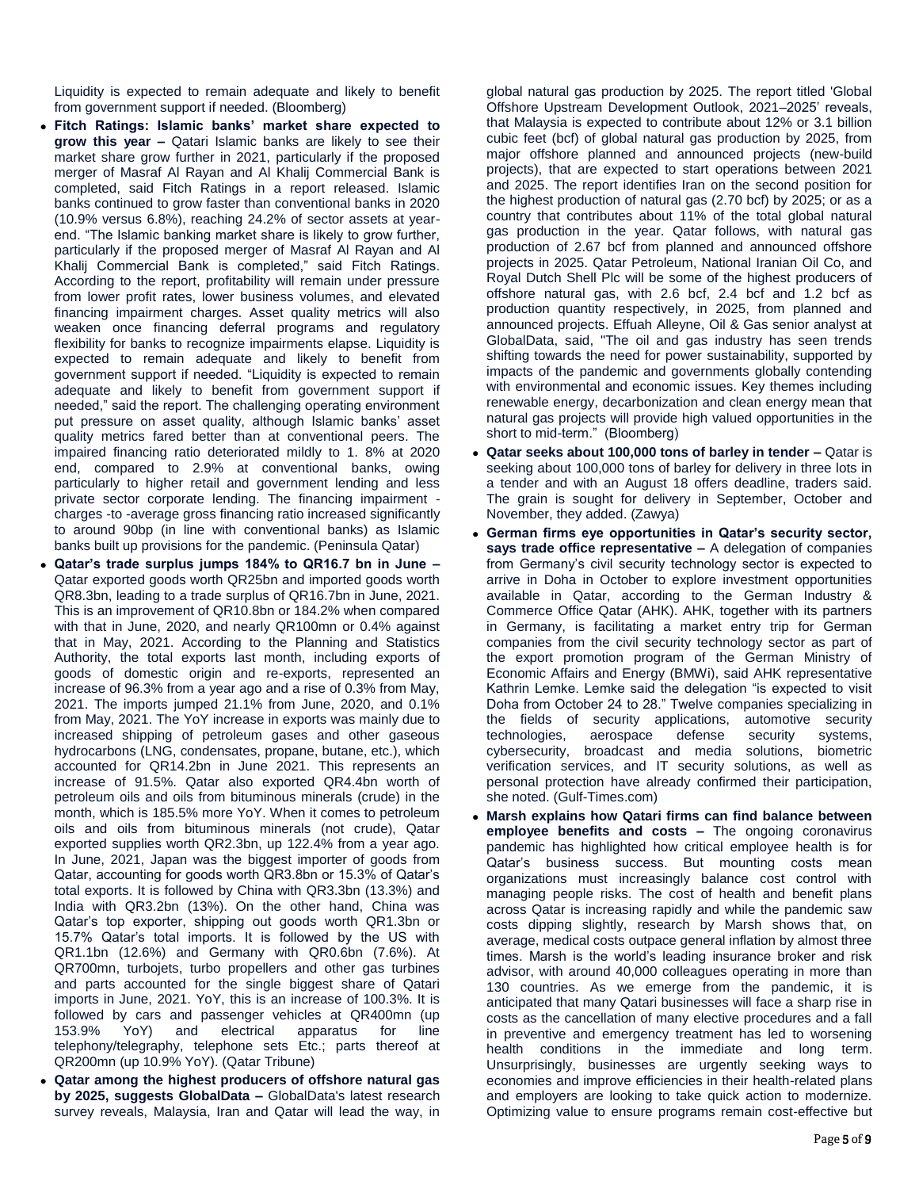Liquidity is expected to remain adequate and likely to benefit from government support if needed. (Bloomberg)

- **Fitch Ratings: Islamic banks' market share expected to grow this year –** Qatari Islamic banks are likely to see their market share grow further in 2021, particularly if the proposed merger of Masraf Al Rayan and Al Khalij Commercial Bank is completed, said Fitch Ratings in a report released. Islamic banks continued to grow faster than conventional banks in 2020 (10.9% versus 6.8%), reaching 24.2% of sector assets at year-end. "The Islamic banking market share is likely to grow further, particularly if the proposed merger of Masraf Al Rayan and Al Khalij Commercial Bank is completed," said Fitch Ratings. According to the report, profitability will remain under pressure from lower profit rates, lower business volumes, and elevated financing impairment charges. Asset quality metrics will also weaken once financing deferral programs and regulatory flexibility for banks to recognize impairments elapse. Liquidity is expected to remain adequate and likely to benefit from government support if needed. "Liquidity is expected to remain adequate and likely to benefit from government support if needed," said the report. The challenging operating environment put pressure on asset quality, although Islamic banks' asset quality metrics fared better than at conventional peers. The impaired financing ratio deteriorated mildly to 1. 8% at 2020 end, compared to 2.9% at conventional banks, owing particularly to higher retail and government lending and less private sector corporate lending. The financing impairment -charges -to -average gross financing ratio increased significantly to around 90bp (in line with conventional banks) as Islamic banks built up provisions for the pandemic. (Peninsula Qatar)
- **Qatar's trade surplus jumps 184% to QR16.7 bn in June –** Qatar exported goods worth QR25bn and imported goods worth QR8.3bn, leading to a trade surplus of QR16.7bn in June, 2021. This is an improvement of QR10.8bn or 184.2% when compared with that in June, 2020, and nearly QR100mn or 0.4% against that in May, 2021. According to the Planning and Statistics Authority, the total exports last month, including exports of goods of domestic origin and re-exports, represented an increase of 96.3% from a year ago and a rise of 0.3% from May, 2021. The imports jumped 21.1% from June, 2020, and 0.1% from May, 2021. The YoY increase in exports was mainly due to increased shipping of petroleum gases and other gaseous hydrocarbons (LNG, condensates, propane, butane, etc.), which accounted for QR14.2bn in June 2021. This represents an increase of 91.5%. Qatar also exported QR4.4bn worth of petroleum oils and oils from bituminous minerals (crude) in the month, which is 185.5% more YoY. When it comes to petroleum oils and oils from bituminous minerals (not crude), Qatar exported supplies worth QR2.3bn, up 122.4% from a year ago. In June, 2021, Japan was the biggest importer of goods from Qatar, accounting for goods worth QR3.8bn or 15.3% of Qatar's total exports. It is followed by China with QR3.3bn (13.3%) and India with QR3.2bn (13%). On the other hand, China was Qatar's top exporter, shipping out goods worth QR1.3bn or 15.7% Qatar's total imports. It is followed by the US with QR1.1bn (12.6%) and Germany with QR0.6bn (7.6%). At QR700mn, turbojets, turbo propellers and other gas turbines and parts accounted for the single biggest share of Qatari imports in June, 2021. YoY, this is an increase of 100.3%. It is followed by cars and passenger vehicles at QR400mn (up 153.9% YoY) and electrical apparatus for line telephony/telegraphy, telephone sets Etc.; parts thereof at QR200mn (up 10.9% YoY). (Qatar Tribune)
- **Qatar among the highest producers of offshore natural gas by 2025, suggests GlobalData –** GlobalData's latest research survey reveals, Malaysia, Iran and Qatar will lead the way, in global natural gas production by 2025. The report titled 'Global Offshore Upstream Development Outlook, 2021–2025' reveals, that Malaysia is expected to contribute about 12% or 3.1 billion cubic feet (bcf) of global natural gas production by 2025, from major offshore planned and announced projects (new-build projects), that are expected to start operations between 2021 and 2025. The report identifies Iran on the second position for the highest production of natural gas (2.70 bcf) by 2025; or as a country that contributes about 11% of the total global natural gas production in the year. Qatar follows, with natural gas production of 2.67 bcf from planned and announced offshore projects in 2025. Qatar Petroleum, National Iranian Oil Co, and Royal Dutch Shell Plc will be some of the highest producers of offshore natural gas, with 2.6 bcf, 2.4 bcf and 1.2 bcf as production quantity respectively, in 2025, from planned and announced projects. Effuah Alleyne, Oil & Gas senior analyst at GlobalData, said, "The oil and gas industry has seen trends shifting towards the need for power sustainability, supported by impacts of the pandemic and governments globally contending with environmental and economic issues. Key themes including renewable energy, decarbonization and clean energy mean that natural gas projects will provide high valued opportunities in the short to mid-term." (Bloomberg)
- **Qatar seeks about 100,000 tons of barley in tender –** Qatar is seeking about 100,000 tons of barley for delivery in three lots in a tender and with an August 18 offers deadline, traders said. The grain is sought for delivery in September, October and November, they added. (Zawya)
- **German firms eye opportunities in Qatar's security sector, says trade office representative –** A delegation of companies from Germany's civil security technology sector is expected to arrive in Doha in October to explore investment opportunities available in Qatar, according to the German Industry & Commerce Office Qatar (AHK). AHK, together with its partners in Germany, is facilitating a market entry trip for German companies from the civil security technology sector as part of the export promotion program of the German Ministry of Economic Affairs and Energy (BMWi), said AHK representative Kathrin Lemke. Lemke said the delegation "is expected to visit Doha from October 24 to 28." Twelve companies specializing in the fields of security applications, automotive security technologies, aerospace defense security systems, cybersecurity, broadcast and media solutions, biometric verification services, and IT security solutions, as well as personal protection have already confirmed their participation, she noted. (Gulf-Times.com)
- **Marsh explains how Qatari firms can find balance between employee benefits and costs –** The ongoing coronavirus pandemic has highlighted how critical employee health is for Qatar's business success. But mounting costs mean organizations must increasingly balance cost control with managing people risks. The cost of health and benefit plans across Qatar is increasing rapidly and while the pandemic saw costs dipping slightly, research by Marsh shows that, on average, medical costs outpace general inflation by almost three times. Marsh is the world's leading insurance broker and risk advisor, with around 40,000 colleagues operating in more than 130 countries. As we emerge from the pandemic, it is anticipated that many Qatari businesses will face a sharp rise in costs as the cancellation of many elective procedures and a fall in preventive and emergency treatment has led to worsening health conditions in the immediate and long term. Unsurprisingly, businesses are urgently seeking ways to economies and improve efficiencies in their health-related plans and employers are looking to take quick action to modernize. Optimizing value to ensure programs remain cost-effective but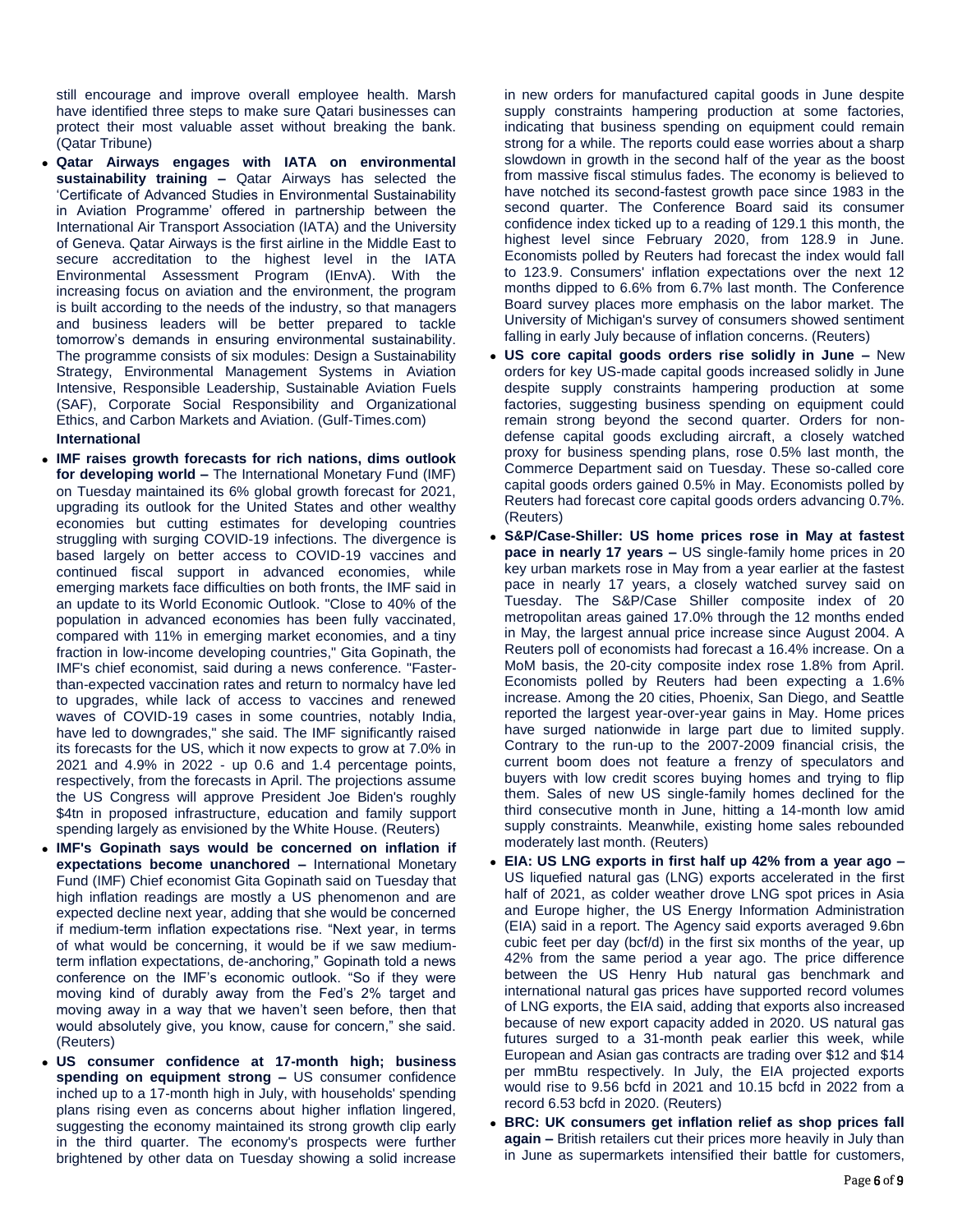still encourage and improve overall employee health. Marsh have identified three steps to make sure Qatari businesses can protect their most valuable asset without breaking the bank. (Qatar Tribune)

- **Qatar Airways engages with IATA on environmental sustainability training –** Qatar Airways has selected the 'Certificate of Advanced Studies in Environmental Sustainability in Aviation Programme' offered in partnership between the International Air Transport Association (IATA) and the University of Geneva. Qatar Airways is the first airline in the Middle East to secure accreditation to the highest level in the IATA Environmental Assessment Program (IEnvA). With the increasing focus on aviation and the environment, the program is built according to the needs of the industry, so that managers and business leaders will be better prepared to tackle tomorrow's demands in ensuring environmental sustainability. The programme consists of six modules: Design a Sustainability Strategy, Environmental Management Systems in Aviation Intensive, Responsible Leadership, Sustainable Aviation Fuels (SAF), Corporate Social Responsibility and Organizational Ethics, and Carbon Markets and Aviation. (Gulf-Times.com)

**International**

- **IMF raises growth forecasts for rich nations, dims outlook for developing world –** The International Monetary Fund (IMF) on Tuesday maintained its 6% global growth forecast for 2021, upgrading its outlook for the United States and other wealthy economies but cutting estimates for developing countries struggling with surging COVID-19 infections. The divergence is based largely on better access to COVID-19 vaccines and continued fiscal support in advanced economies, while emerging markets face difficulties on both fronts, the IMF said in an update to its World Economic Outlook. "Close to 40% of the population in advanced economies has been fully vaccinated, compared with 11% in emerging market economies, and a tiny fraction in low-income developing countries," Gita Gopinath, the IMF's chief economist, said during a news conference. "Faster-than-expected vaccination rates and return to normalcy have led to upgrades, while lack of access to vaccines and renewed waves of COVID-19 cases in some countries, notably India, have led to downgrades," she said. The IMF significantly raised its forecasts for the US, which it now expects to grow at 7.0% in 2021 and 4.9% in 2022 - up 0.6 and 1.4 percentage points, respectively, from the forecasts in April. The projections assume the US Congress will approve President Joe Biden's roughly $4tn in proposed infrastructure, education and family support spending largely as envisioned by the White House. (Reuters)
- **IMF's Gopinath says would be concerned on inflation if expectations become unanchored –** International Monetary Fund (IMF) Chief economist Gita Gopinath said on Tuesday that high inflation readings are mostly a US phenomenon and are expected decline next year, adding that she would be concerned if medium-term inflation expectations rise. "Next year, in terms of what would be concerning, it would be if we saw medium-term inflation expectations, de-anchoring," Gopinath told a news conference on the IMF's economic outlook. "So if they were moving kind of durably away from the Fed's 2% target and moving away in a way that we haven't seen before, then that would absolutely give, you know, cause for concern," she said. (Reuters)
- **US consumer confidence at 17-month high; business spending on equipment strong –** US consumer confidence inched up to a 17-month high in July, with households' spending plans rising even as concerns about higher inflation lingered, suggesting the economy maintained its strong growth clip early in the third quarter. The economy's prospects were further brightened by other data on Tuesday showing a solid increase in new orders for manufactured capital goods in June despite supply constraints hampering production at some factories, indicating that business spending on equipment could remain strong for a while. The reports could ease worries about a sharp slowdown in growth in the second half of the year as the boost from massive fiscal stimulus fades. The economy is believed to have notched its second-fastest growth pace since 1983 in the second quarter. The Conference Board said its consumer confidence index ticked up to a reading of 129.1 this month, the highest level since February 2020, from 128.9 in June. Economists polled by Reuters had forecast the index would fall to 123.9. Consumers' inflation expectations over the next 12 months dipped to 6.6% from 6.7% last month. The Conference Board survey places more emphasis on the labor market. The University of Michigan's survey of consumers showed sentiment falling in early July because of inflation concerns. (Reuters)
- **US core capital goods orders rise solidly in June –** New orders for key US-made capital goods increased solidly in June despite supply constraints hampering production at some factories, suggesting business spending on equipment could remain strong beyond the second quarter. Orders for non-defense capital goods excluding aircraft, a closely watched proxy for business spending plans, rose 0.5% last month, the Commerce Department said on Tuesday. These so-called core capital goods orders gained 0.5% in May. Economists polled by Reuters had forecast core capital goods orders advancing 0.7%. (Reuters)
- **S&P/Case-Shiller: US home prices rose in May at fastest pace in nearly 17 years –** US single-family home prices in 20 key urban markets rose in May from a year earlier at the fastest pace in nearly 17 years, a closely watched survey said on Tuesday. The S&P/Case Shiller composite index of 20 metropolitan areas gained 17.0% through the 12 months ended in May, the largest annual price increase since August 2004. A Reuters poll of economists had forecast a 16.4% increase. On a MoM basis, the 20-city composite index rose 1.8% from April. Economists polled by Reuters had been expecting a 1.6% increase. Among the 20 cities, Phoenix, San Diego, and Seattle reported the largest year-over-year gains in May. Home prices have surged nationwide in large part due to limited supply. Contrary to the run-up to the 2007-2009 financial crisis, the current boom does not feature a frenzy of speculators and buyers with low credit scores buying homes and trying to flip them. Sales of new US single-family homes declined for the third consecutive month in June, hitting a 14-month low amid supply constraints. Meanwhile, existing home sales rebounded moderately last month. (Reuters)
- **EIA: US LNG exports in first half up 42% from a year ago –** US liquefied natural gas (LNG) exports accelerated in the first half of 2021, as colder weather drove LNG spot prices in Asia and Europe higher, the US Energy Information Administration (EIA) said in a report. The Agency said exports averaged 9.6bn cubic feet per day (bcf/d) in the first six months of the year, up 42% from the same period a year ago. The price difference between the US Henry Hub natural gas benchmark and international natural gas prices have supported record volumes of LNG exports, the EIA said, adding that exports also increased because of new export capacity added in 2020. US natural gas futures surged to a 31-month peak earlier this week, while European and Asian gas contracts are trading over $12 and $14 per mmBtu respectively. In July, the EIA projected exports would rise to 9.56 bcfd in 2021 and 10.15 bcfd in 2022 from a record 6.53 bcfd in 2020. (Reuters)
- **BRC: UK consumers get inflation relief as shop prices fall again –** British retailers cut their prices more heavily in July than in June as supermarkets intensified their battle for customers,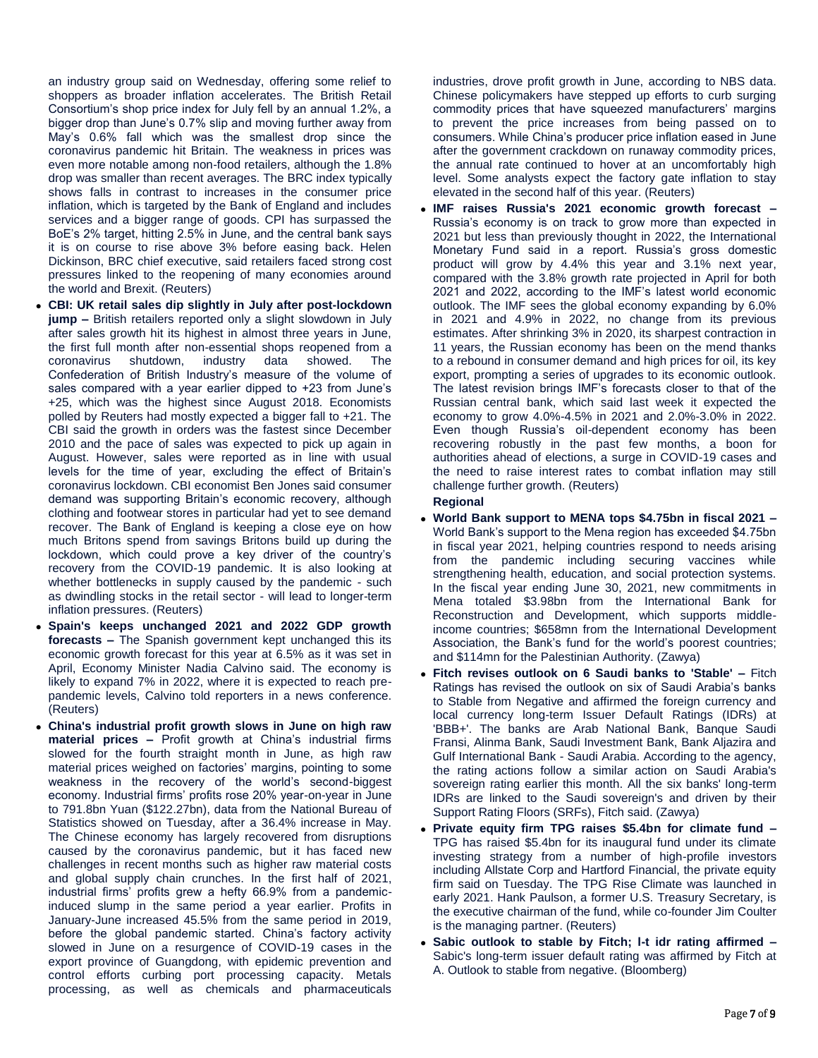an industry group said on Wednesday, offering some relief to shoppers as broader inflation accelerates. The British Retail Consortium's shop price index for July fell by an annual 1.2%, a bigger drop than June's 0.7% slip and moving further away from May's 0.6% fall which was the smallest drop since the coronavirus pandemic hit Britain. The weakness in prices was even more notable among non-food retailers, although the 1.8% drop was smaller than recent averages. The BRC index typically shows falls in contrast to increases in the consumer price inflation, which is targeted by the Bank of England and includes services and a bigger range of goods. CPI has surpassed the BoE's 2% target, hitting 2.5% in June, and the central bank says it is on course to rise above 3% before easing back. Helen Dickinson, BRC chief executive, said retailers faced strong cost pressures linked to the reopening of many economies around the world and Brexit. (Reuters)

- **CBI: UK retail sales dip slightly in July after post-lockdown jump –** British retailers reported only a slight slowdown in July after sales growth hit its highest in almost three years in June, the first full month after non-essential shops reopened from a coronavirus shutdown, industry data showed. The Confederation of British Industry's measure of the volume of sales compared with a year earlier dipped to +23 from June's +25, which was the highest since August 2018. Economists polled by Reuters had mostly expected a bigger fall to +21. The CBI said the growth in orders was the fastest since December 2010 and the pace of sales was expected to pick up again in August. However, sales were reported as in line with usual levels for the time of year, excluding the effect of Britain's coronavirus lockdown. CBI economist Ben Jones said consumer demand was supporting Britain's economic recovery, although clothing and footwear stores in particular had yet to see demand recover. The Bank of England is keeping a close eye on how much Britons spend from savings Britons build up during the lockdown, which could prove a key driver of the country's recovery from the COVID-19 pandemic. It is also looking at whether bottlenecks in supply caused by the pandemic - such as dwindling stocks in the retail sector - will lead to longer-term inflation pressures. (Reuters)
- **Spain's keeps unchanged 2021 and 2022 GDP growth forecasts –** The Spanish government kept unchanged this its economic growth forecast for this year at 6.5% as it was set in April, Economy Minister Nadia Calvino said. The economy is likely to expand 7% in 2022, where it is expected to reach pre-pandemic levels, Calvino told reporters in a news conference. (Reuters)
- **China's industrial profit growth slows in June on high raw material prices –** Profit growth at China's industrial firms slowed for the fourth straight month in June, as high raw material prices weighed on factories' margins, pointing to some weakness in the recovery of the world's second-biggest economy. Industrial firms' profits rose 20% year-on-year in June to 791.8bn Yuan ($122.27bn), data from the National Bureau of Statistics showed on Tuesday, after a 36.4% increase in May. The Chinese economy has largely recovered from disruptions caused by the coronavirus pandemic, but it has faced new challenges in recent months such as higher raw material costs and global supply chain crunches. In the first half of 2021, industrial firms' profits grew a hefty 66.9% from a pandemic-induced slump in the same period a year earlier. Profits in January-June increased 45.5% from the same period in 2019, before the global pandemic started. China's factory activity slowed in June on a resurgence of COVID-19 cases in the export province of Guangdong, with epidemic prevention and control efforts curbing port processing capacity. Metals processing, as well as chemicals and pharmaceuticals industries, drove profit growth in June, according to NBS data. Chinese policymakers have stepped up efforts to curb surging commodity prices that have squeezed manufacturers' margins to prevent the price increases from being passed on to consumers. While China's producer price inflation eased in June after the government crackdown on runaway commodity prices, the annual rate continued to hover at an uncomfortably high level. Some analysts expect the factory gate inflation to stay elevated in the second half of this year. (Reuters)
- **IMF raises Russia's 2021 economic growth forecast –** Russia's economy is on track to grow more than expected in 2021 but less than previously thought in 2022, the International Monetary Fund said in a report. Russia's gross domestic product will grow by 4.4% this year and 3.1% next year, compared with the 3.8% growth rate projected in April for both 2021 and 2022, according to the IMF's latest world economic outlook. The IMF sees the global economy expanding by 6.0% in 2021 and 4.9% in 2022, no change from its previous estimates. After shrinking 3% in 2020, its sharpest contraction in 11 years, the Russian economy has been on the mend thanks to a rebound in consumer demand and high prices for oil, its key export, prompting a series of upgrades to its economic outlook. The latest revision brings IMF's forecasts closer to that of the Russian central bank, which said last week it expected the economy to grow 4.0%-4.5% in 2021 and 2.0%-3.0% in 2022. Even though Russia's oil-dependent economy has been recovering robustly in the past few months, a boon for authorities ahead of elections, a surge in COVID-19 cases and the need to raise interest rates to combat inflation may still challenge further growth. (Reuters)

**Regional**

- **World Bank support to MENA tops $4.75bn in fiscal 2021 –** World Bank's support to the Mena region has exceeded $4.75bn in fiscal year 2021, helping countries respond to needs arising from the pandemic including securing vaccines while strengthening health, education, and social protection systems. In the fiscal year ending June 30, 2021, new commitments in Mena totaled $3.98bn from the International Bank for Reconstruction and Development, which supports middle-income countries; $658mn from the International Development Association, the Bank's fund for the world's poorest countries; and $114mn for the Palestinian Authority. (Zawya)
- **Fitch revises outlook on 6 Saudi banks to 'Stable' –** Fitch Ratings has revised the outlook on six of Saudi Arabia's banks to Stable from Negative and affirmed the foreign currency and local currency long-term Issuer Default Ratings (IDRs) at 'BBB+'. The banks are Arab National Bank, Banque Saudi Fransi, Alinma Bank, Saudi Investment Bank, Bank Aljazira and Gulf International Bank - Saudi Arabia. According to the agency, the rating actions follow a similar action on Saudi Arabia's sovereign rating earlier this month. All the six banks' long-term IDRs are linked to the Saudi sovereign's and driven by their Support Rating Floors (SRFs), Fitch said. (Zawya)
- **Private equity firm TPG raises $5.4bn for climate fund –** TPG has raised $5.4bn for its inaugural fund under its climate investing strategy from a number of high-profile investors including Allstate Corp and Hartford Financial, the private equity firm said on Tuesday. The TPG Rise Climate was launched in early 2021. Hank Paulson, a former U.S. Treasury Secretary, is the executive chairman of the fund, while co-founder Jim Coulter is the managing partner. (Reuters)
- **Sabic outlook to stable by Fitch; l-t idr rating affirmed –** Sabic's long-term issuer default rating was affirmed by Fitch at A. Outlook to stable from negative. (Bloomberg)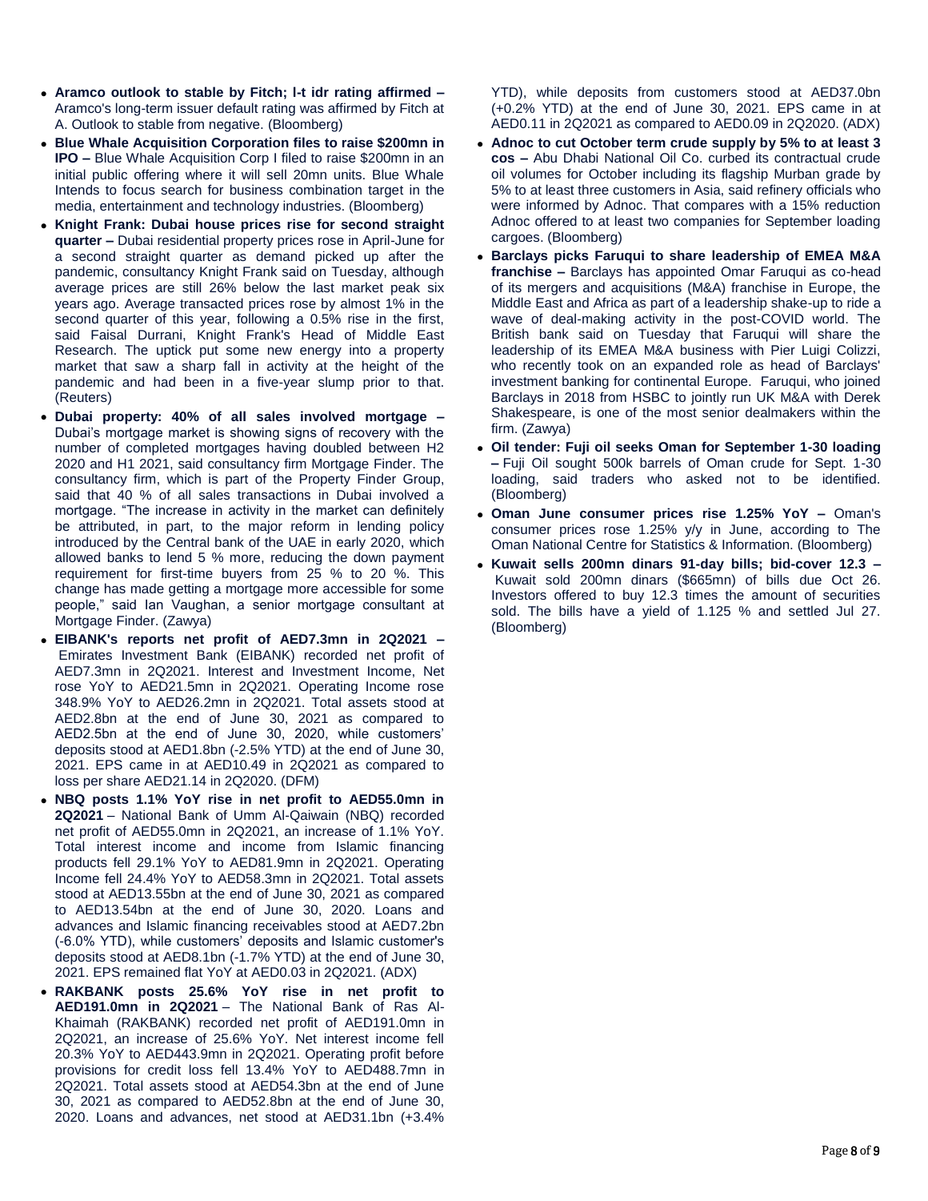- **Aramco outlook to stable by Fitch; l-t idr rating affirmed –** Aramco's long-term issuer default rating was affirmed by Fitch at A. Outlook to stable from negative. (Bloomberg)
- **Blue Whale Acquisition Corporation files to raise $200mn in IPO –** Blue Whale Acquisition Corp I filed to raise $200mn in an initial public offering where it will sell 20mn units. Blue Whale Intends to focus search for business combination target in the media, entertainment and technology industries. (Bloomberg)
- **Knight Frank: Dubai house prices rise for second straight quarter –** Dubai residential property prices rose in April-June for a second straight quarter as demand picked up after the pandemic, consultancy Knight Frank said on Tuesday, although average prices are still 26% below the last market peak six years ago. Average transacted prices rose by almost 1% in the second quarter of this year, following a 0.5% rise in the first, said Faisal Durrani, Knight Frank's Head of Middle East Research. The uptick put some new energy into a property market that saw a sharp fall in activity at the height of the pandemic and had been in a five-year slump prior to that. (Reuters)
- **Dubai property: 40% of all sales involved mortgage –** Dubai's mortgage market is showing signs of recovery with the number of completed mortgages having doubled between H2 2020 and H1 2021, said consultancy firm Mortgage Finder. The consultancy firm, which is part of the Property Finder Group, said that 40 % of all sales transactions in Dubai involved a mortgage. "The increase in activity in the market can definitely be attributed, in part, to the major reform in lending policy introduced by the Central bank of the UAE in early 2020, which allowed banks to lend 5 % more, reducing the down payment requirement for first-time buyers from 25 % to 20 %. This change has made getting a mortgage more accessible for some people," said Ian Vaughan, a senior mortgage consultant at Mortgage Finder. (Zawya)
- **EIBANK's reports net profit of AED7.3mn in 2Q2021 –** Emirates Investment Bank (EIBANK) recorded net profit of AED7.3mn in 2Q2021. Interest and Investment Income, Net rose YoY to AED21.5mn in 2Q2021. Operating Income rose 348.9% YoY to AED26.2mn in 2Q2021. Total assets stood at AED2.8bn at the end of June 30, 2021 as compared to AED2.5bn at the end of June 30, 2020, while customers' deposits stood at AED1.8bn (-2.5% YTD) at the end of June 30, 2021. EPS came in at AED10.49 in 2Q2021 as compared to loss per share AED21.14 in 2Q2020. (DFM)
- **NBQ posts 1.1% YoY rise in net profit to AED55.0mn in 2Q2021** – National Bank of Umm Al-Qaiwain (NBQ) recorded net profit of AED55.0mn in 2Q2021, an increase of 1.1% YoY. Total interest income and income from Islamic financing products fell 29.1% YoY to AED81.9mn in 2Q2021. Operating Income fell 24.4% YoY to AED58.3mn in 2Q2021. Total assets stood at AED13.55bn at the end of June 30, 2021 as compared to AED13.54bn at the end of June 30, 2020. Loans and advances and Islamic financing receivables stood at AED7.2bn (-6.0% YTD), while customers' deposits and Islamic customer's deposits stood at AED8.1bn (-1.7% YTD) at the end of June 30, 2021. EPS remained flat YoY at AED0.03 in 2Q2021. (ADX)
- **RAKBANK posts 25.6% YoY rise in net profit to AED191.0mn in 2Q2021** – The National Bank of Ras Al-Khaimah (RAKBANK) recorded net profit of AED191.0mn in 2Q2021, an increase of 25.6% YoY. Net interest income fell 20.3% YoY to AED443.9mn in 2Q2021. Operating profit before provisions for credit loss fell 13.4% YoY to AED488.7mn in 2Q2021. Total assets stood at AED54.3bn at the end of June 30, 2021 as compared to AED52.8bn at the end of June 30, 2020. Loans and advances, net stood at AED31.1bn (+3.4% YTD), while deposits from customers stood at AED37.0bn (+0.2% YTD) at the end of June 30, 2021. EPS came in at AED0.11 in 2Q2021 as compared to AED0.09 in 2Q2020. (ADX)
- **Adnoc to cut October term crude supply by 5% to at least 3 cos –** Abu Dhabi National Oil Co. curbed its contractual crude oil volumes for October including its flagship Murban grade by 5% to at least three customers in Asia, said refinery officials who were informed by Adnoc. That compares with a 15% reduction Adnoc offered to at least two companies for September loading cargoes. (Bloomberg)
- **Barclays picks Faruqui to share leadership of EMEA M&A franchise –** Barclays has appointed Omar Faruqui as co-head of its mergers and acquisitions (M&A) franchise in Europe, the Middle East and Africa as part of a leadership shake-up to ride a wave of deal-making activity in the post-COVID world. The British bank said on Tuesday that Faruqui will share the leadership of its EMEA M&A business with Pier Luigi Colizzi, who recently took on an expanded role as head of Barclays' investment banking for continental Europe. Faruqui, who joined Barclays in 2018 from HSBC to jointly run UK M&A with Derek Shakespeare, is one of the most senior dealmakers within the firm. (Zawya)
- **Oil tender: Fuji oil seeks Oman for September 1-30 loading –** Fuji Oil sought 500k barrels of Oman crude for Sept. 1-30 loading, said traders who asked not to be identified. (Bloomberg)
- **Oman June consumer prices rise 1.25% YoY –** Oman's consumer prices rose 1.25% y/y in June, according to The Oman National Centre for Statistics & Information. (Bloomberg)
- **Kuwait sells 200mn dinars 91-day bills; bid-cover 12.3 –** Kuwait sold 200mn dinars ($665mn) of bills due Oct 26. Investors offered to buy 12.3 times the amount of securities sold. The bills have a yield of 1.125 % and settled Jul 27. (Bloomberg)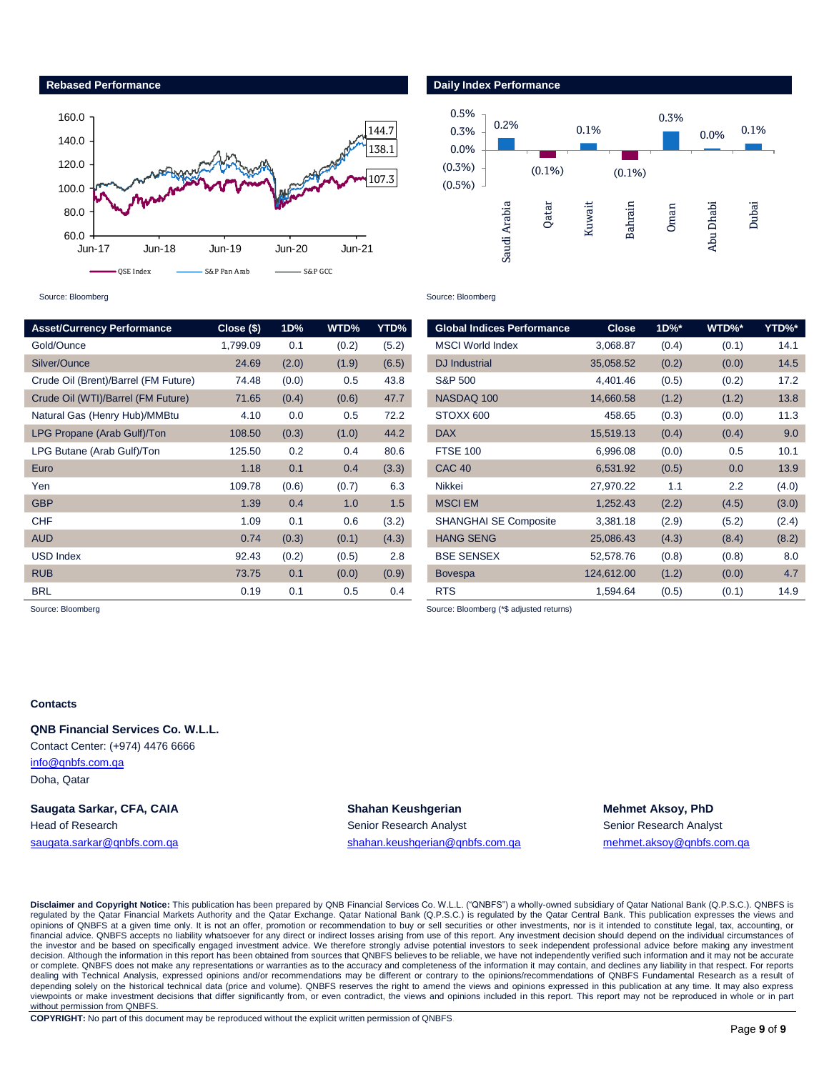**Rebased Performance**

160.0
140.0
120.0
100.0
80.0
60.0

Jun-17 Jun-18 Jun-19 Jun-20 Jun-21

144.7
138.1
107.3

QSE Index S&P Pan Arab S&P GCC

Source: Bloomberg

**Daily Index Performance**

0.5%
0.3%
0.0%
(0.3%)
(0.5%)

0.2% (0.1%) 0.1% (0.1%) 0.3% 0.0% 0.1%

Saudi Arabia Qatar Kuwait Bahrain Oman Abu Dhabi Dubai

Source: Bloomberg

| Asset/Currency Performance | Close ($) | 1D% | WTD% | YTD% |
|---|---|---|---|---|
| Gold/Ounce | 1,799.09 | 0.1 | (0.2) | (5.2) |
| Silver/Ounce | 24.69 | (2.0) | (1.9) | (6.5) |
| Crude Oil (Brent)/Barrel (FM Future) | 74.48 | (0.0) | 0.5 | 43.8 |
| Crude Oil (WTI)/Barrel (FM Future) | 71.65 | (0.4) | (0.6) | 47.7 |
| Natural Gas (Henry Hub)/MMBtu | 4.10 | 0.0 | 0.5 | 72.2 |
| LPG Propane (Arab Gulf)/Ton | 108.50 | (0.3) | (1.0) | 44.2 |
| LPG Butane (Arab Gulf)/Ton | 125.50 | 0.2 | 0.4 | 80.6 |
| Euro | 1.18 | 0.1 | 0.4 | (3.3) |
| Yen | 109.78 | (0.6) | (0.7) | 6.3 |
| GBP | 1.39 | 0.4 | 1.0 | 1.5 |
| CHF | 1.09 | 0.1 | 0.6 | (3.2) |
| AUD | 0.74 | (0.3) | (0.1) | (4.3) |
| USD Index | 92.43 | (0.2) | (0.5) | 2.8 |
| RUB | 73.75 | 0.1 | (0.0) | (0.9) |
| BRL | 0.19 | 0.1 | 0.5 | 0.4 |

Source: Bloomberg

| Global Indices Performance | Close | 1D%* | WTD%* | YTD%* |
|---|---|---|---|---|
| MSCI World Index | 3,068.87 | (0.4) | (0.1) | 14.1 |
| DJ Industrial | 35,058.52 | (0.2) | (0.0) | 14.5 |
| S&P 500 | 4,401.46 | (0.5) | (0.2) | 17.2 |
| NASDAQ 100 | 14,660.58 | (1.2) | (1.2) | 13.8 |
| STOXX 600 | 458.65 | (0.3) | (0.0) | 11.3 |
| DAX | 15,519.13 | (0.4) | (0.4) | 9.0 |
| FTSE 100 | 6,996.08 | (0.0) | 0.5 | 10.1 |
| CAC 40 | 6,531.92 | (0.5) | 0.0 | 13.9 |
| Nikkei | 27,970.22 | 1.1 | 2.2 | (4.0) |
| MSCI EM | 1,252.43 | (2.2) | (4.5) | (3.0) |
| SHANGHAI SE Composite | 3,381.18 | (2.9) | (5.2) | (2.4) |
| HANG SENG | 25,086.43 | (4.3) | (8.4) | (8.2) |
| BSE SENSEX | 52,578.76 | (0.8) | (0.8) | 8.0 |
| Bovespa | 124,612.00 | (1.2) | (0.0) | 4.7 |
| RTS | 1,594.64 | (0.5) | (0.1) | 14.9 |

Source: Bloomberg (*$ adjusted returns)

**Contacts**

**QNB Financial Services Co. W.L.L.**
Contact Center: (+974) 4476 6666
info@qnbfs.com.qa
Doha, Qatar

**Saugata Sarkar, CFA, CAIA**
Head of Research
saugata.sarkar@qnbfs.com.qa

**Shahan Keushgerian**
Senior Research Analyst
shahan.keushgerian@qnbfs.com.qa

**Mehmet Aksoy, PhD**
Senior Research Analyst
mehmet.aksoy@qnbfs.com.qa

**Disclaimer and Copyright Notice:** This publication has been prepared by QNB Financial Services Co. W.L.L. ("QNBFS") a wholly-owned subsidiary of Qatar National Bank (Q.P.S.C.). QNBFS is regulated by the Qatar Financial Markets Authority and the Qatar Exchange. Qatar National Bank (Q.P.S.C.) is regulated by the Qatar Central Bank. This publication expresses the views and opinions of QNBFS at a given time only. It is not an offer, promotion or recommendation to buy or sell securities or other investments, nor is it intended to constitute legal, tax, accounting, or financial advice. QNBFS accepts no liability whatsoever for any direct or indirect losses arising from use of this report. Any investment decision should depend on the individual circumstances of the investor and be based on specifically engaged investment advice. We therefore strongly advise potential investors to seek independent professional advice before making any investment decision. Although the information in this report has been obtained from sources that QNBFS believes to be reliable, we have not independently verified such information and it may not be accurate or complete. QNBFS does not make any representations or warranties as to the accuracy and completeness of the information it may contain, and declines any liability in that respect. For reports dealing with Technical Analysis, expressed opinions and/or recommendations may be different or contrary to the opinions/recommendations of QNBFS Fundamental Research as a result of depending solely on the historical technical data (price and volume). QNBFS reserves the right to amend the views and opinions expressed in this publication at any time. It may also express viewpoints or make investment decisions that differ significantly from, or even contradict, the views and opinions included in this report. This report may not be reproduced in whole or in part without permission from QNBFS.

**COPYRIGHT:** No part of this document may be reproduced without the explicit written permission of QNBFS.